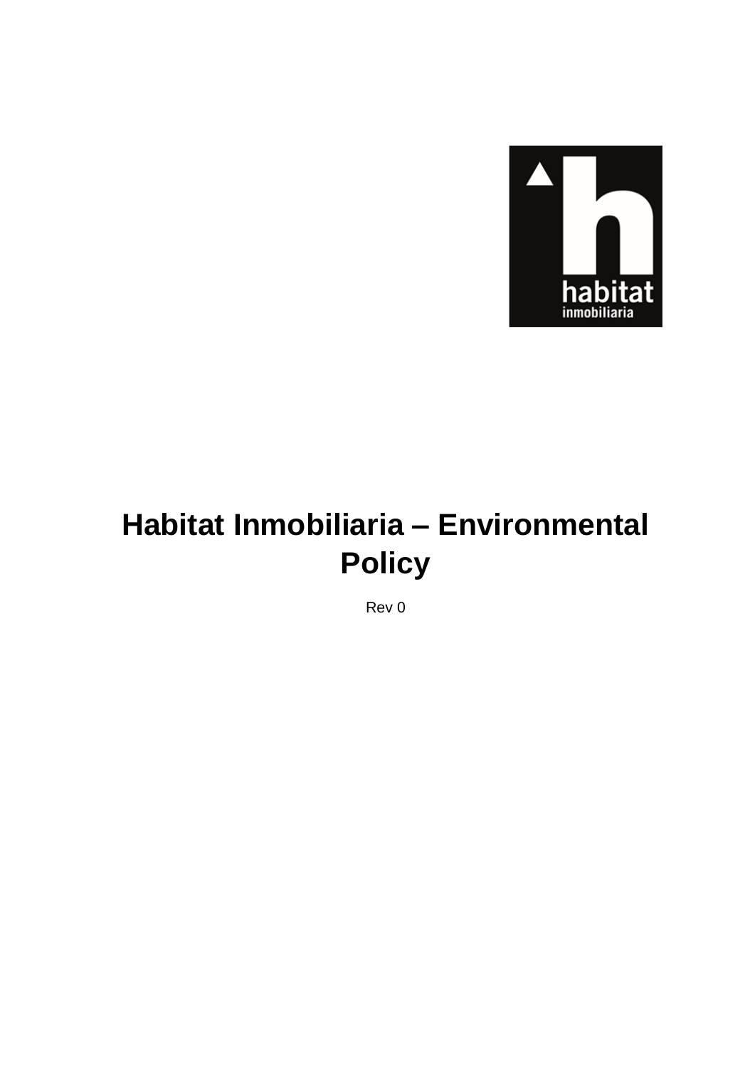# Habitat Inmobiliaria – Environmental Policy

Rev 0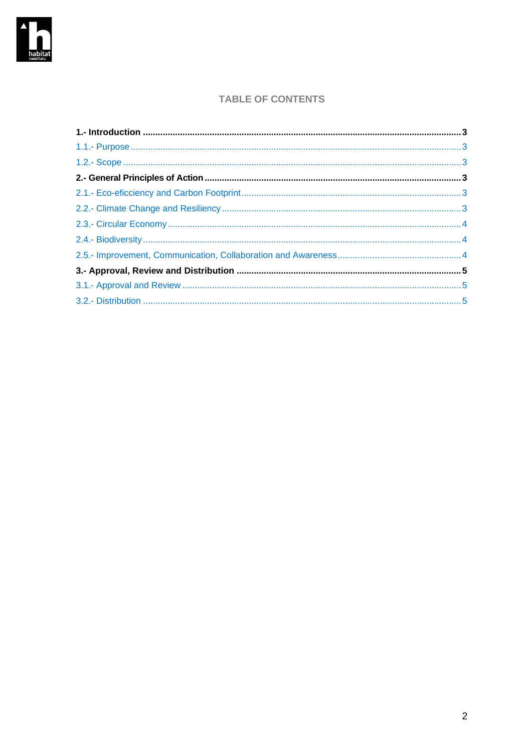## TABLE OF CONTENTS

**1.- Introduction .......... 3**

1.1.- Purpose .......... 3

1.2.- Scope .......... 3

**2.- General Principles of Action .......... 3**

2.1.- Eco-eficciency and Carbon Footprint .......... 3

2.2.- Climate Change and Resiliency .......... 3

2.3.- Circular Economy .......... 4

2.4.- Biodiversity .......... 4

2.5.- Improvement, Communication, Collaboration and Awareness .......... 4

**3.- Approval, Review and Distribution .......... 5**

3.1.- Approval and Review .......... 5

3.2.- Distribution .......... 5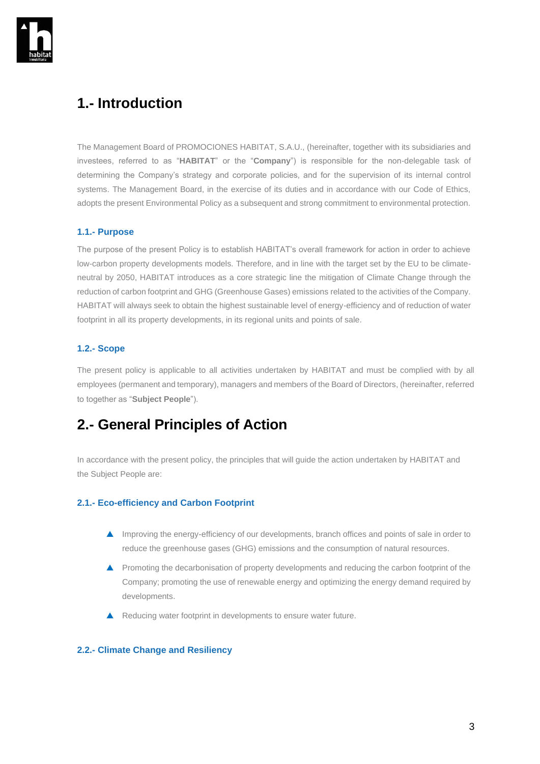# 1.- Introduction

The Management Board of PROMOCIONES HABITAT, S.A.U., (hereinafter, together with its subsidiaries and investees, referred to as "**HABITAT**" or the "**Company**") is responsible for the non-delegable task of determining the Company's strategy and corporate policies, and for the supervision of its internal control systems. The Management Board, in the exercise of its duties and in accordance with our Code of Ethics, adopts the present Environmental Policy as a subsequent and strong commitment to environmental protection.

### 1.1.- Purpose

The purpose of the present Policy is to establish HABITAT's overall framework for action in order to achieve low-carbon property developments models. Therefore, and in line with the target set by the EU to be climate-neutral by 2050, HABITAT introduces as a core strategic line the mitigation of Climate Change through the reduction of carbon footprint and GHG (Greenhouse Gases) emissions related to the activities of the Company. HABITAT will always seek to obtain the highest sustainable level of energy-efficiency and of reduction of water footprint in all its property developments, in its regional units and points of sale.

### 1.2.- Scope

The present policy is applicable to all activities undertaken by HABITAT and must be complied with by all employees (permanent and temporary), managers and members of the Board of Directors, (hereinafter, referred to together as "**Subject People**").

# 2.- General Principles of Action

In accordance with the present policy, the principles that will guide the action undertaken by HABITAT and the Subject People are:

### 2.1.- Eco-efficiency and Carbon Footprint

- Improving the energy-efficiency of our developments, branch offices and points of sale in order to reduce the greenhouse gases (GHG) emissions and the consumption of natural resources.
- Promoting the decarbonisation of property developments and reducing the carbon footprint of the Company; promoting the use of renewable energy and optimizing the energy demand required by developments.
- Reducing water footprint in developments to ensure water future.

### 2.2.- Climate Change and Resiliency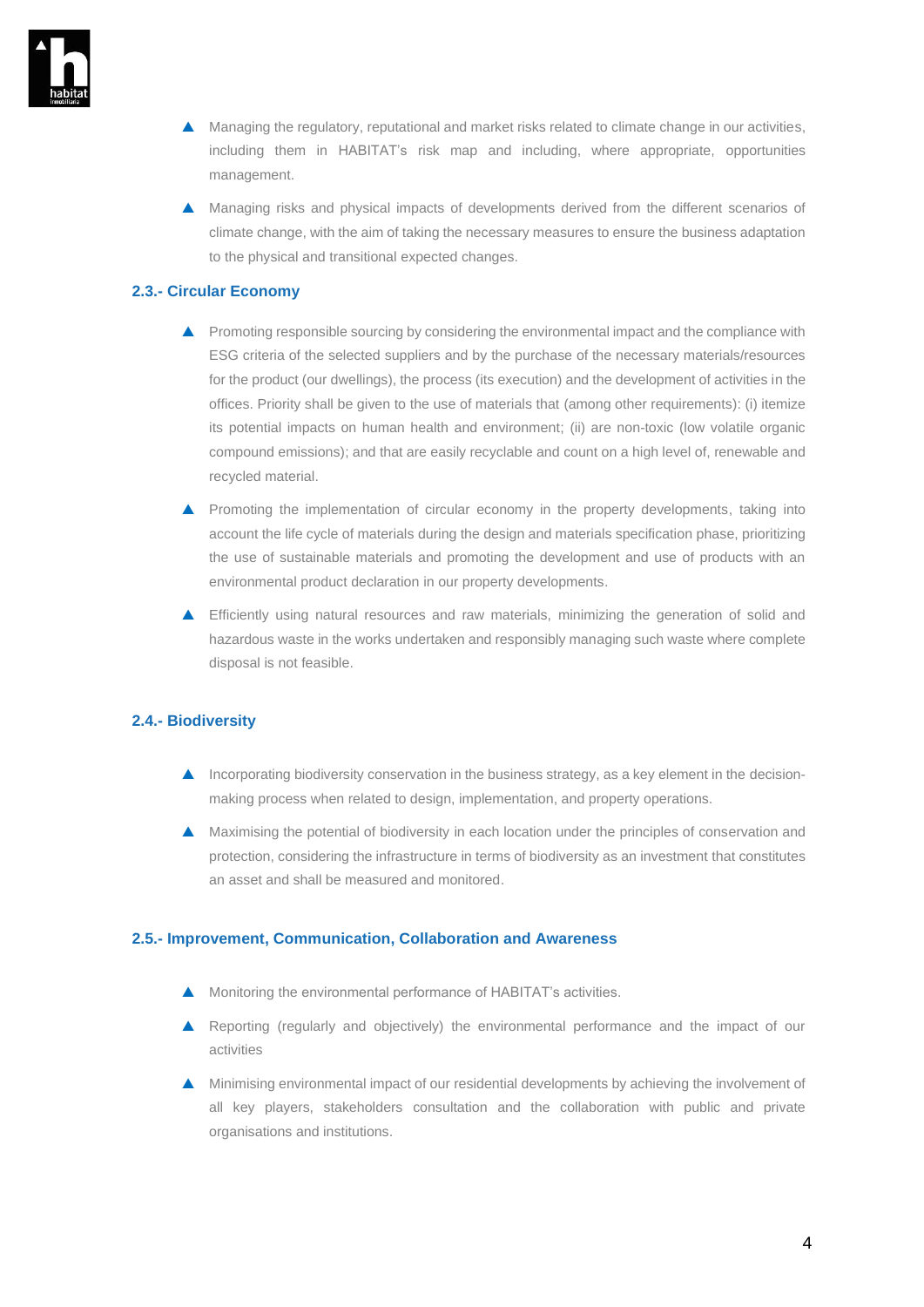- Managing the regulatory, reputational and market risks related to climate change in our activities, including them in HABITAT's risk map and including, where appropriate, opportunities management.
- Managing risks and physical impacts of developments derived from the different scenarios of climate change, with the aim of taking the necessary measures to ensure the business adaptation to the physical and transitional expected changes.

### 2.3.- Circular Economy

- Promoting responsible sourcing by considering the environmental impact and the compliance with ESG criteria of the selected suppliers and by the purchase of the necessary materials/resources for the product (our dwellings), the process (its execution) and the development of activities in the offices. Priority shall be given to the use of materials that (among other requirements): (i) itemize its potential impacts on human health and environment; (ii) are non-toxic (low volatile organic compound emissions); and that are easily recyclable and count on a high level of, renewable and recycled material.
- Promoting the implementation of circular economy in the property developments, taking into account the life cycle of materials during the design and materials specification phase, prioritizing the use of sustainable materials and promoting the development and use of products with an environmental product declaration in our property developments.
- Efficiently using natural resources and raw materials, minimizing the generation of solid and hazardous waste in the works undertaken and responsibly managing such waste where complete disposal is not feasible.

### 2.4.- Biodiversity

- Incorporating biodiversity conservation in the business strategy, as a key element in the decision-making process when related to design, implementation, and property operations.
- Maximising the potential of biodiversity in each location under the principles of conservation and protection, considering the infrastructure in terms of biodiversity as an investment that constitutes an asset and shall be measured and monitored.

### 2.5.- Improvement, Communication, Collaboration and Awareness

- Monitoring the environmental performance of HABITAT's activities.
- Reporting (regularly and objectively) the environmental performance and the impact of our activities
- Minimising environmental impact of our residential developments by achieving the involvement of all key players, stakeholders consultation and the collaboration with public and private organisations and institutions.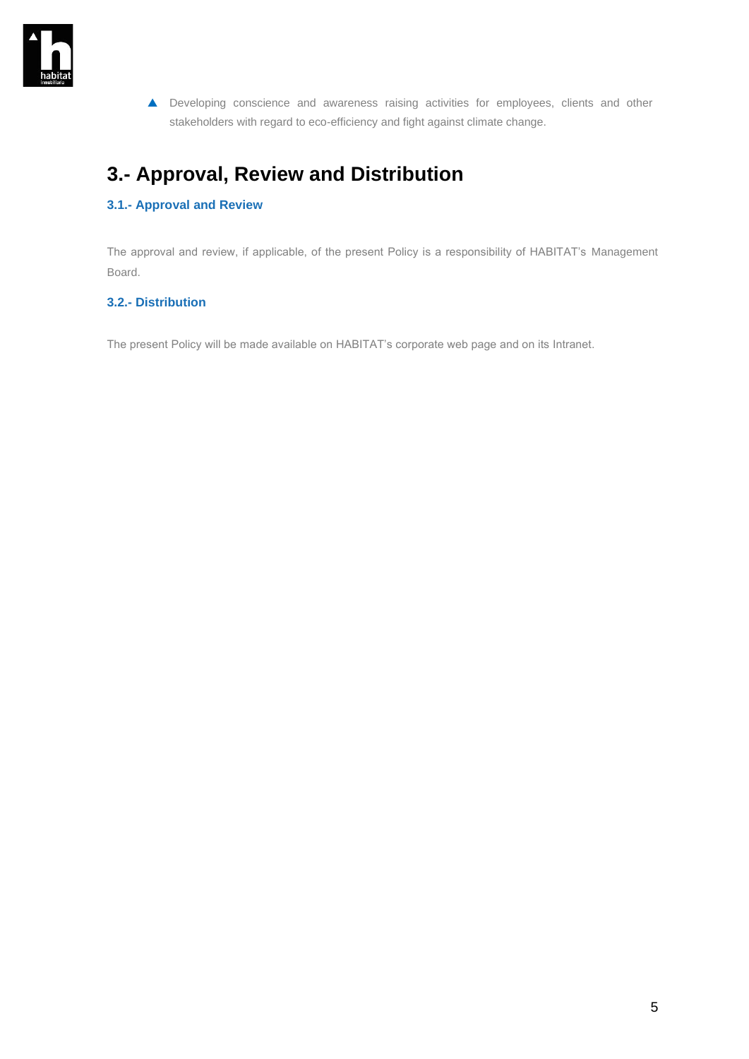- Developing conscience and awareness raising activities for employees, clients and other stakeholders with regard to eco-efficiency and fight against climate change.

# 3.- Approval, Review and Distribution

### 3.1.- Approval and Review

The approval and review, if applicable, of the present Policy is a responsibility of HABITAT's Management Board.

### 3.2.- Distribution

The present Policy will be made available on HABITAT's corporate web page and on its Intranet.